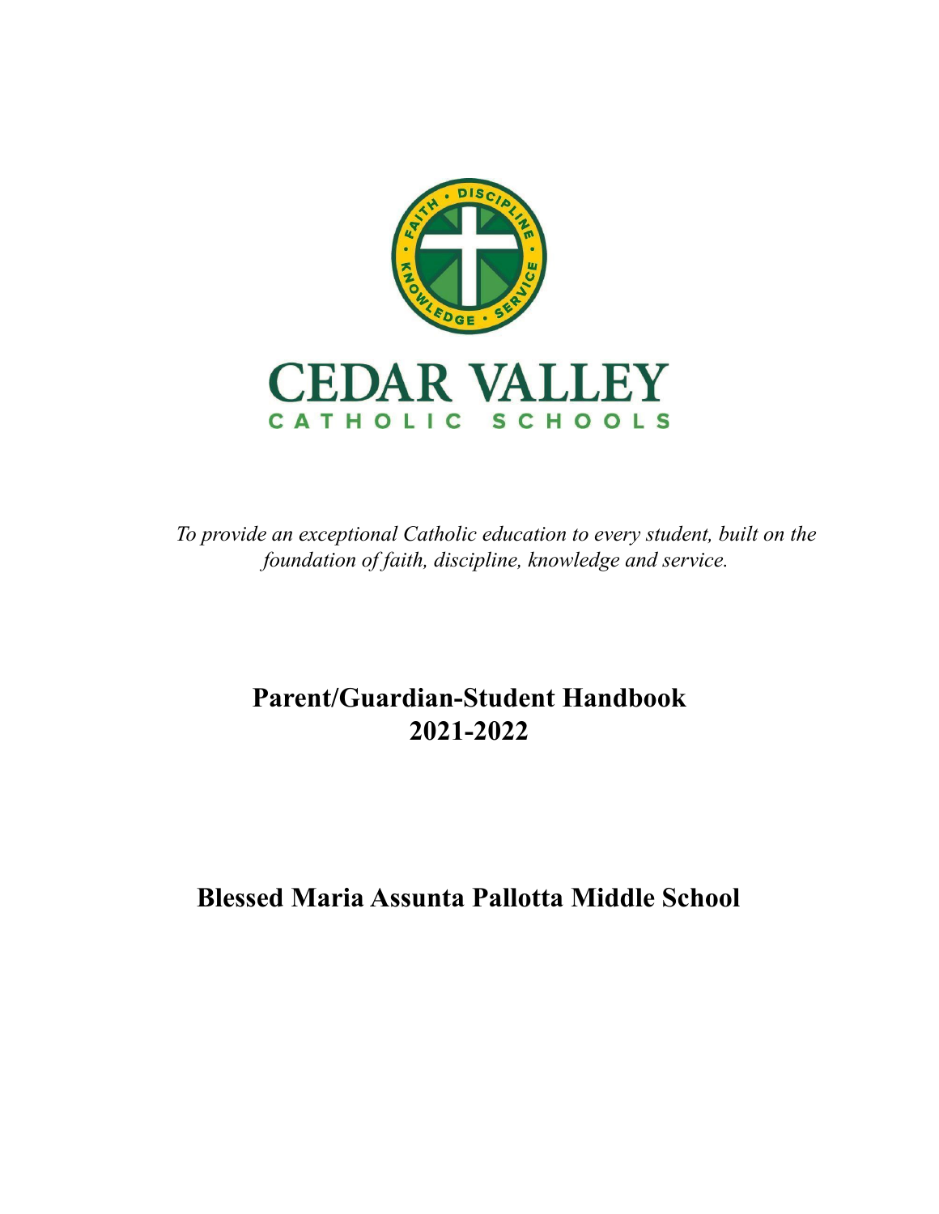# CEDAR VALLEY

## CATHOLIC SCHOOLS

*To provide an exceptional Catholic education to every student, built on the foundation of faith, discipline, knowledge and service.*

## Parent/Guardian-Student Handbook
## 2021-2022

## Blessed Maria Assunta Pallotta Middle School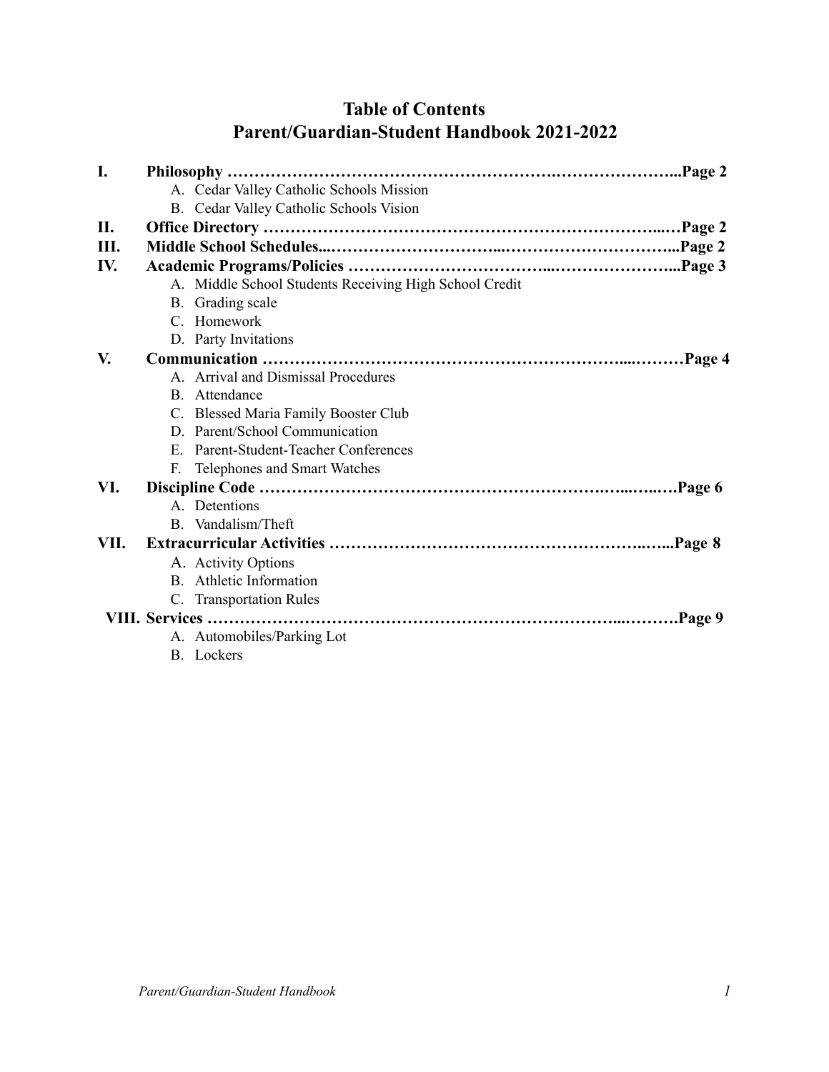# Table of Contents
# Parent/Guardian-Student Handbook 2021-2022

**I. Philosophy ……………………………………………………….…………………...Page 2**
- A. Cedar Valley Catholic Schools Mission
- B. Cedar Valley Catholic Schools Vision

**II. Office Directory …………………………………………………………...…Page 2**

**III. Middle School Schedules...…………………………...…………………………...Page 2**

**IV. Academic Programs/Policies ……………………………...…………………...Page 3**
- A. Middle School Students Receiving High School Credit
- B. Grading scale
- C. Homework
- D. Party Invitations

**V. Communication ……………………………………………………....………Page 4**
- A. Arrival and Dismissal Procedures
- B. Attendance
- C. Blessed Maria Family Booster Club
- D. Parent/School Communication
- E. Parent-Student-Teacher Conferences
- F. Telephones and Smart Watches

**VI. Discipline Code ……………………………………………………….…...…...….Page 6**
- A. Detentions
- B. Vandalism/Theft

**VII. Extracurricular Activities ……………………………………………...…...Page 8**
- A. Activity Options
- B. Athletic Information
- C. Transportation Rules

**VIII. Services …………………………………………………………………...……….Page 9**
- A. Automobiles/Parking Lot
- B. Lockers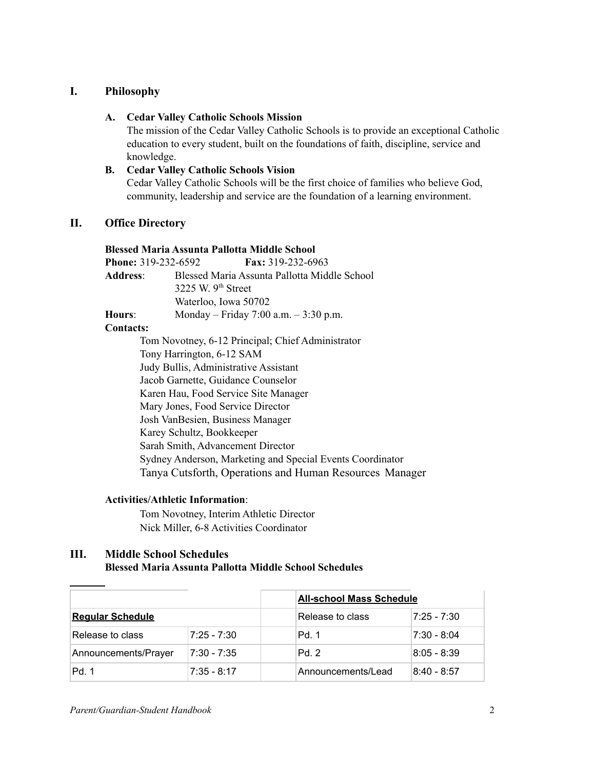## I. Philosophy

### A. Cedar Valley Catholic Schools Mission

The mission of the Cedar Valley Catholic Schools is to provide an exceptional Catholic education to every student, built on the foundations of faith, discipline, service and knowledge.

### B. Cedar Valley Catholic Schools Vision

Cedar Valley Catholic Schools will be the first choice of families who believe God, community, leadership and service are the foundation of a learning environment.

## II. Office Directory

**Blessed Maria Assunta Pallotta Middle School**

**Phone:** 319-232-6592 **Fax:** 319-232-6963

**Address**: Blessed Maria Assunta Pallotta Middle School
3225 W. 9th Street
Waterloo, Iowa 50702

**Hours**: Monday – Friday 7:00 a.m. – 3:30 p.m.

**Contacts:**

Tom Novotney, 6-12 Principal; Chief Administrator
Tony Harrington, 6-12 SAM
Judy Bullis, Administrative Assistant
Jacob Garnette, Guidance Counselor
Karen Hau, Food Service Site Manager
Mary Jones, Food Service Director
Josh VanBesien, Business Manager
Karey Schultz, Bookkeeper
Sarah Smith, Advancement Director
Sydney Anderson, Marketing and Special Events Coordinator
Tanya Cutsforth, Operations and Human Resources Manager

**Activities/Athletic Information**:

Tom Novotney, Interim Athletic Director
Nick Miller, 6-8 Activities Coordinator

## III. Middle School Schedules

**Blessed Maria Assunta Pallotta Middle School Schedules**

| | | | **All-school Mass Schedule** | |
|---|---|---|---|---|
| **Regular Schedule** | | | Release to class | 7:25 - 7:30 |
| Release to class | 7:25 - 7:30 | | Pd. 1 | 7:30 - 8:04 |
| Announcements/Prayer | 7:30 - 7:35 | | Pd. 2 | 8:05 - 8:39 |
| Pd. 1 | 7:35 - 8:17 | | Announcements/Lead | 8:40 - 8:57 |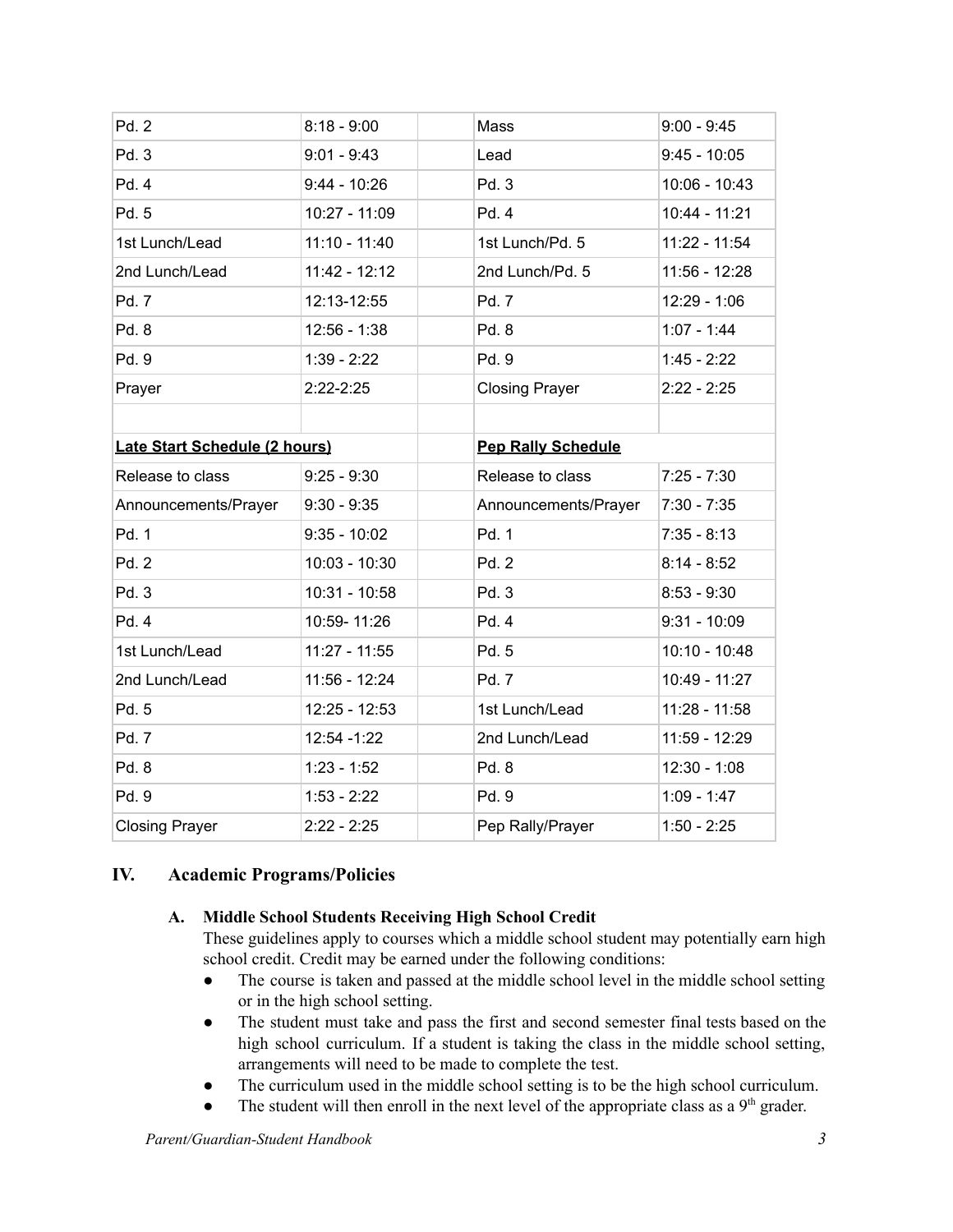| | | | | |
|---|---|---|---|---|
| Pd. 2 | 8:18 - 9:00 | | Mass | 9:00 - 9:45 |
| Pd. 3 | 9:01 - 9:43 | | Lead | 9:45 - 10:05 |
| Pd. 4 | 9:44 - 10:26 | | Pd. 3 | 10:06 - 10:43 |
| Pd. 5 | 10:27 - 11:09 | | Pd. 4 | 10:44 - 11:21 |
| 1st Lunch/Lead | 11:10 - 11:40 | | 1st Lunch/Pd. 5 | 11:22 - 11:54 |
| 2nd Lunch/Lead | 11:42 - 12:12 | | 2nd Lunch/Pd. 5 | 11:56 - 12:28 |
| Pd. 7 | 12:13-12:55 | | Pd. 7 | 12:29 - 1:06 |
| Pd. 8 | 12:56 - 1:38 | | Pd. 8 | 1:07 - 1:44 |
| Pd. 9 | 1:39 - 2:22 | | Pd. 9 | 1:45 - 2:22 |
| Prayer | 2:22-2:25 | | Closing Prayer | 2:22 - 2:25 |
| | | | | |
| **Late Start Schedule (2 hours)** | | | **Pep Rally Schedule** | |
| Release to class | 9:25 - 9:30 | | Release to class | 7:25 - 7:30 |
| Announcements/Prayer | 9:30 - 9:35 | | Announcements/Prayer | 7:30 - 7:35 |
| Pd. 1 | 9:35 - 10:02 | | Pd. 1 | 7:35 - 8:13 |
| Pd. 2 | 10:03 - 10:30 | | Pd. 2 | 8:14 - 8:52 |
| Pd. 3 | 10:31 - 10:58 | | Pd. 3 | 8:53 - 9:30 |
| Pd. 4 | 10:59- 11:26 | | Pd. 4 | 9:31 - 10:09 |
| 1st Lunch/Lead | 11:27 - 11:55 | | Pd. 5 | 10:10 - 10:48 |
| 2nd Lunch/Lead | 11:56 - 12:24 | | Pd. 7 | 10:49 - 11:27 |
| Pd. 5 | 12:25 - 12:53 | | 1st Lunch/Lead | 11:28 - 11:58 |
| Pd. 7 | 12:54 -1:22 | | 2nd Lunch/Lead | 11:59 - 12:29 |
| Pd. 8 | 1:23 - 1:52 | | Pd. 8 | 12:30 - 1:08 |
| Pd. 9 | 1:53 - 2:22 | | Pd. 9 | 1:09 - 1:47 |
| Closing Prayer | 2:22 - 2:25 | | Pep Rally/Prayer | 1:50 - 2:25 |

## IV. Academic Programs/Policies

### A. Middle School Students Receiving High School Credit

These guidelines apply to courses which a middle school student may potentially earn high school credit. Credit may be earned under the following conditions:

- The course is taken and passed at the middle school level in the middle school setting or in the high school setting.
- The student must take and pass the first and second semester final tests based on the high school curriculum. If a student is taking the class in the middle school setting, arrangements will need to be made to complete the test.
- The curriculum used in the middle school setting is to be the high school curriculum.
- The student will then enroll in the next level of the appropriate class as a 9th grader.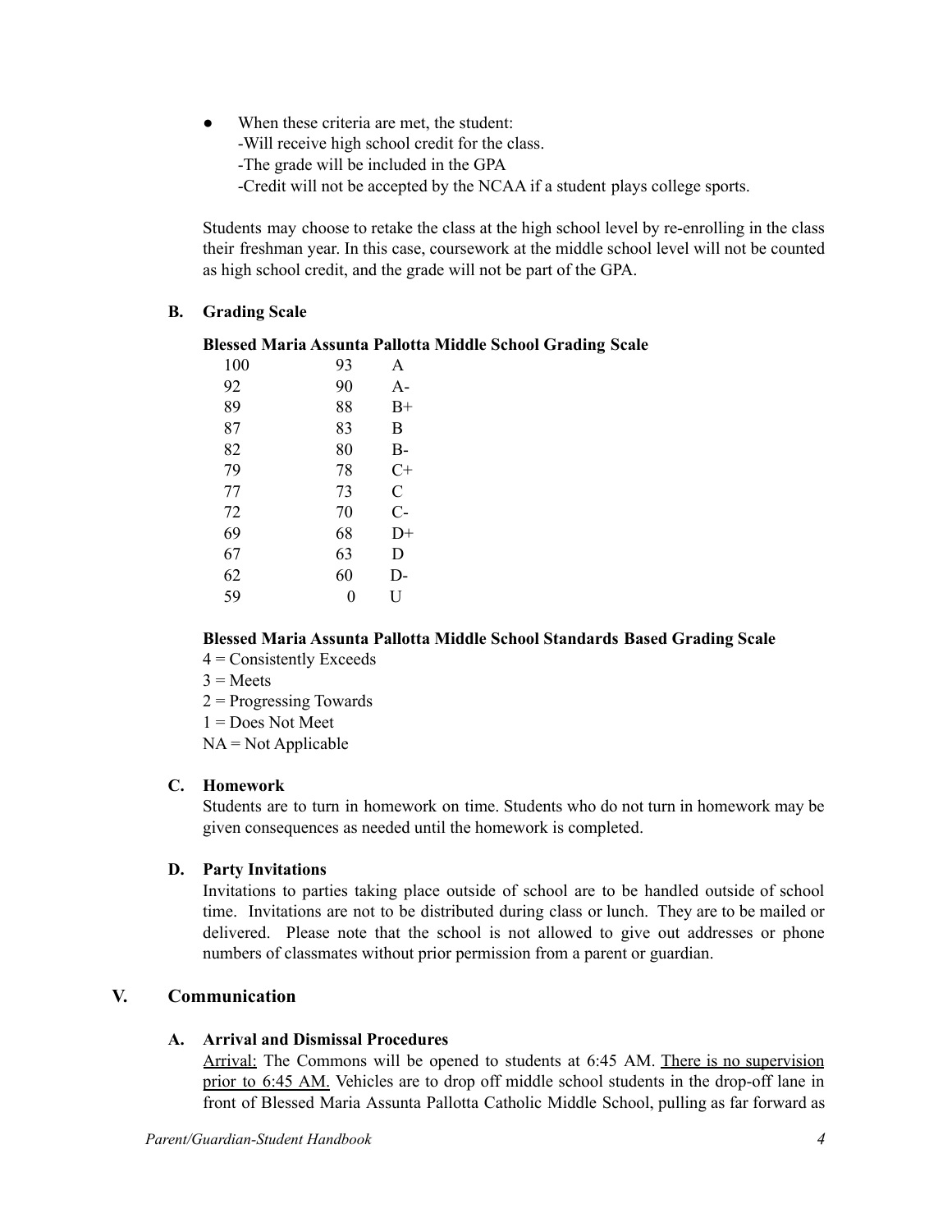- When these criteria are met, the student:
  -Will receive high school credit for the class.
  -The grade will be included in the GPA
  -Credit will not be accepted by the NCAA if a student plays college sports.

Students may choose to retake the class at the high school level by re-enrolling in the class their freshman year. In this case, coursework at the middle school level will not be counted as high school credit, and the grade will not be part of the GPA.

### B. Grading Scale

**Blessed Maria Assunta Pallotta Middle School Grading Scale**

| | | |
|---|---|---|
| 100 | 93 | A |
| 92 | 90 | A- |
| 89 | 88 | B+ |
| 87 | 83 | B |
| 82 | 80 | B- |
| 79 | 78 | C+ |
| 77 | 73 | C |
| 72 | 70 | C- |
| 69 | 68 | D+ |
| 67 | 63 | D |
| 62 | 60 | D- |
| 59 | 0 | U |

**Blessed Maria Assunta Pallotta Middle School Standards Based Grading Scale**

4 = Consistently Exceeds
3 = Meets
2 = Progressing Towards
1 = Does Not Meet
NA = Not Applicable

### C. Homework

Students are to turn in homework on time. Students who do not turn in homework may be given consequences as needed until the homework is completed.

### D. Party Invitations

Invitations to parties taking place outside of school are to be handled outside of school time. Invitations are not to be distributed during class or lunch. They are to be mailed or delivered. Please note that the school is not allowed to give out addresses or phone numbers of classmates without prior permission from a parent or guardian.

## V. Communication

### A. Arrival and Dismissal Procedures

Arrival: The Commons will be opened to students at 6:45 AM. There is no supervision prior to 6:45 AM. Vehicles are to drop off middle school students in the drop-off lane in front of Blessed Maria Assunta Pallotta Catholic Middle School, pulling as far forward as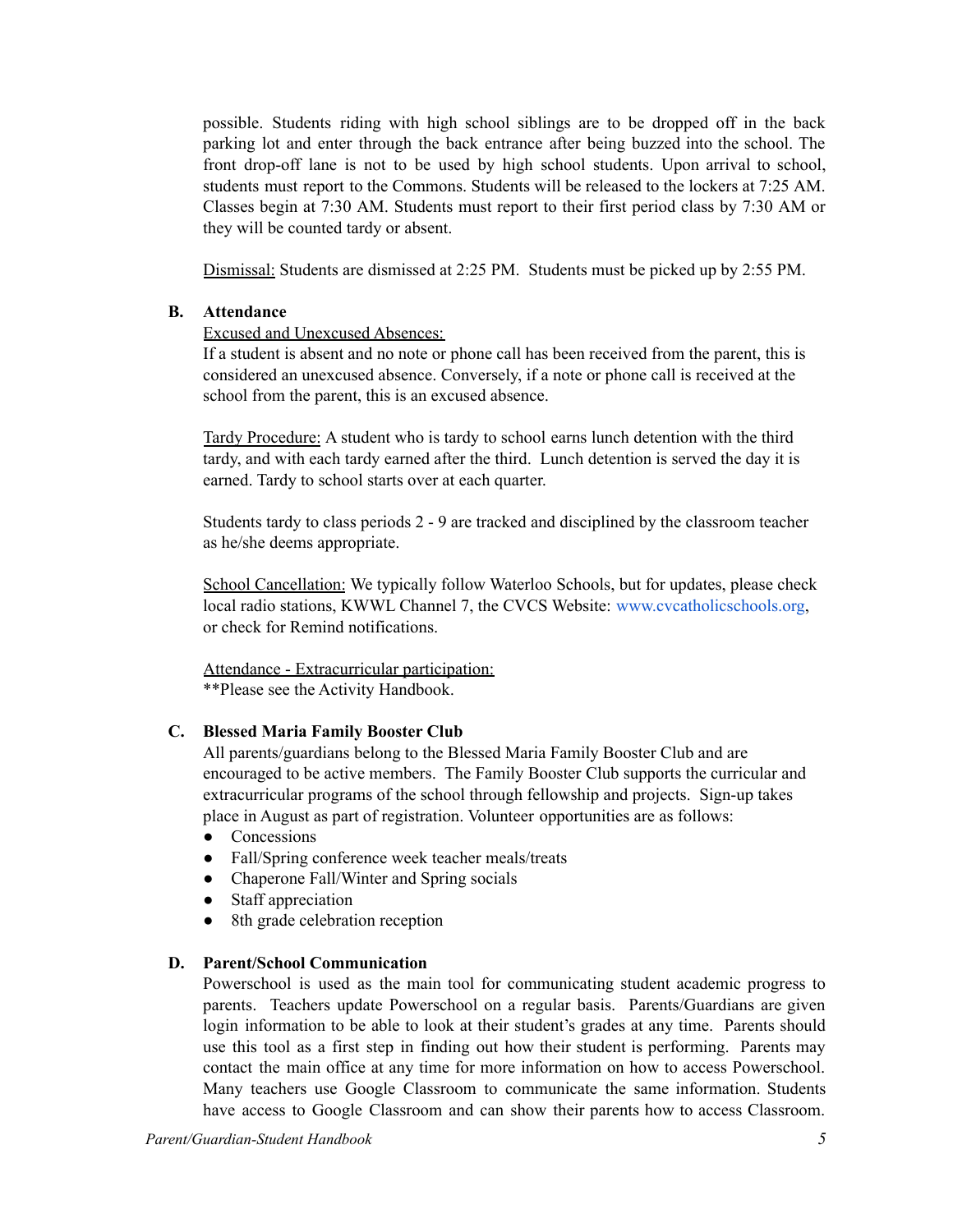possible. Students riding with high school siblings are to be dropped off in the back parking lot and enter through the back entrance after being buzzed into the school. The front drop-off lane is not to be used by high school students. Upon arrival to school, students must report to the Commons. Students will be released to the lockers at 7:25 AM. Classes begin at 7:30 AM. Students must report to their first period class by 7:30 AM or they will be counted tardy or absent.

Dismissal: Students are dismissed at 2:25 PM. Students must be picked up by 2:55 PM.

**B. Attendance**

Excused and Unexcused Absences:
If a student is absent and no note or phone call has been received from the parent, this is considered an unexcused absence. Conversely, if a note or phone call is received at the school from the parent, this is an excused absence.

Tardy Procedure: A student who is tardy to school earns lunch detention with the third tardy, and with each tardy earned after the third. Lunch detention is served the day it is earned. Tardy to school starts over at each quarter.

Students tardy to class periods 2 - 9 are tracked and disciplined by the classroom teacher as he/she deems appropriate.

School Cancellation: We typically follow Waterloo Schools, but for updates, please check local radio stations, KWWL Channel 7, the CVCS Website: www.cvcatholicschools.org, or check for Remind notifications.

Attendance - Extracurricular participation:
**Please see the Activity Handbook.

**C. Blessed Maria Family Booster Club**

All parents/guardians belong to the Blessed Maria Family Booster Club and are encouraged to be active members. The Family Booster Club supports the curricular and extracurricular programs of the school through fellowship and projects. Sign-up takes place in August as part of registration. Volunteer opportunities are as follows:

- Concessions
- Fall/Spring conference week teacher meals/treats
- Chaperone Fall/Winter and Spring socials
- Staff appreciation
- 8th grade celebration reception

**D. Parent/School Communication**

Powerschool is used as the main tool for communicating student academic progress to parents. Teachers update Powerschool on a regular basis. Parents/Guardians are given login information to be able to look at their student's grades at any time. Parents should use this tool as a first step in finding out how their student is performing. Parents may contact the main office at any time for more information on how to access Powerschool. Many teachers use Google Classroom to communicate the same information. Students have access to Google Classroom and can show their parents how to access Classroom.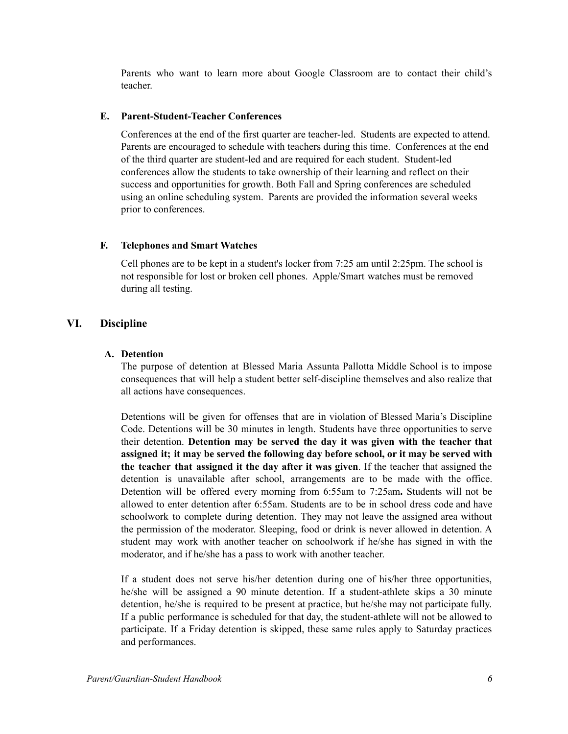Parents who want to learn more about Google Classroom are to contact their child's teacher.

### E. Parent-Student-Teacher Conferences

Conferences at the end of the first quarter are teacher-led. Students are expected to attend. Parents are encouraged to schedule with teachers during this time. Conferences at the end of the third quarter are student-led and are required for each student. Student-led conferences allow the students to take ownership of their learning and reflect on their success and opportunities for growth. Both Fall and Spring conferences are scheduled using an online scheduling system. Parents are provided the information several weeks prior to conferences.

### F. Telephones and Smart Watches

Cell phones are to be kept in a student's locker from 7:25 am until 2:25pm. The school is not responsible for lost or broken cell phones. Apple/Smart watches must be removed during all testing.

## VI. Discipline

### A. Detention

The purpose of detention at Blessed Maria Assunta Pallotta Middle School is to impose consequences that will help a student better self-discipline themselves and also realize that all actions have consequences.

Detentions will be given for offenses that are in violation of Blessed Maria's Discipline Code. Detentions will be 30 minutes in length. Students have three opportunities to serve their detention. **Detention may be served the day it was given with the teacher that assigned it; it may be served the following day before school, or it may be served with the teacher that assigned it the day after it was given**. If the teacher that assigned the detention is unavailable after school, arrangements are to be made with the office. Detention will be offered every morning from 6:55am to 7:25am**.** Students will not be allowed to enter detention after 6:55am. Students are to be in school dress code and have schoolwork to complete during detention. They may not leave the assigned area without the permission of the moderator. Sleeping, food or drink is never allowed in detention. A student may work with another teacher on schoolwork if he/she has signed in with the moderator, and if he/she has a pass to work with another teacher.

If a student does not serve his/her detention during one of his/her three opportunities, he/she will be assigned a 90 minute detention. If a student-athlete skips a 30 minute detention, he/she is required to be present at practice, but he/she may not participate fully. If a public performance is scheduled for that day, the student-athlete will not be allowed to participate. If a Friday detention is skipped, these same rules apply to Saturday practices and performances.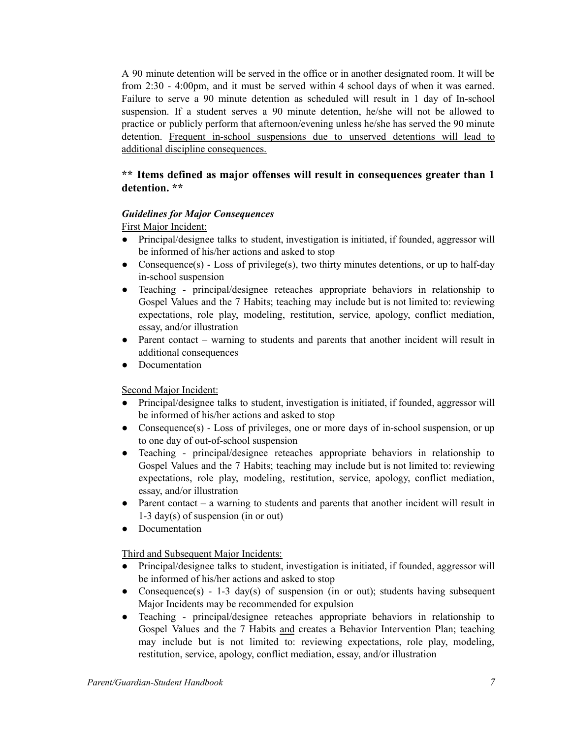A 90 minute detention will be served in the office or in another designated room. It will be from 2:30 - 4:00pm, and it must be served within 4 school days of when it was earned. Failure to serve a 90 minute detention as scheduled will result in 1 day of In-school suspension. If a student serves a 90 minute detention, he/she will not be allowed to practice or publicly perform that afternoon/evening unless he/she has served the 90 minute detention. <u>Frequent in-school suspensions due to unserved detentions will lead to additional discipline consequences.</u>

**\*\* Items defined as major offenses will result in consequences greater than 1 detention. \*\***

***Guidelines for Major Consequences***

<u>First Major Incident:</u>

- Principal/designee talks to student, investigation is initiated, if founded, aggressor will be informed of his/her actions and asked to stop
- Consequence(s) - Loss of privilege(s), two thirty minutes detentions, or up to half-day in-school suspension
- Teaching - principal/designee reteaches appropriate behaviors in relationship to Gospel Values and the 7 Habits; teaching may include but is not limited to: reviewing expectations, role play, modeling, restitution, service, apology, conflict mediation, essay, and/or illustration
- Parent contact – warning to students and parents that another incident will result in additional consequences
- Documentation

<u>Second Major Incident:</u>

- Principal/designee talks to student, investigation is initiated, if founded, aggressor will be informed of his/her actions and asked to stop
- Consequence(s) - Loss of privileges, one or more days of in-school suspension, or up to one day of out-of-school suspension
- Teaching - principal/designee reteaches appropriate behaviors in relationship to Gospel Values and the 7 Habits; teaching may include but is not limited to: reviewing expectations, role play, modeling, restitution, service, apology, conflict mediation, essay, and/or illustration
- Parent contact – a warning to students and parents that another incident will result in 1-3 day(s) of suspension (in or out)
- Documentation

<u>Third and Subsequent Major Incidents:</u>

- Principal/designee talks to student, investigation is initiated, if founded, aggressor will be informed of his/her actions and asked to stop
- Consequence(s) - 1-3 day(s) of suspension (in or out); students having subsequent Major Incidents may be recommended for expulsion
- Teaching - principal/designee reteaches appropriate behaviors in relationship to Gospel Values and the 7 Habits <u>and</u> creates a Behavior Intervention Plan; teaching may include but is not limited to: reviewing expectations, role play, modeling, restitution, service, apology, conflict mediation, essay, and/or illustration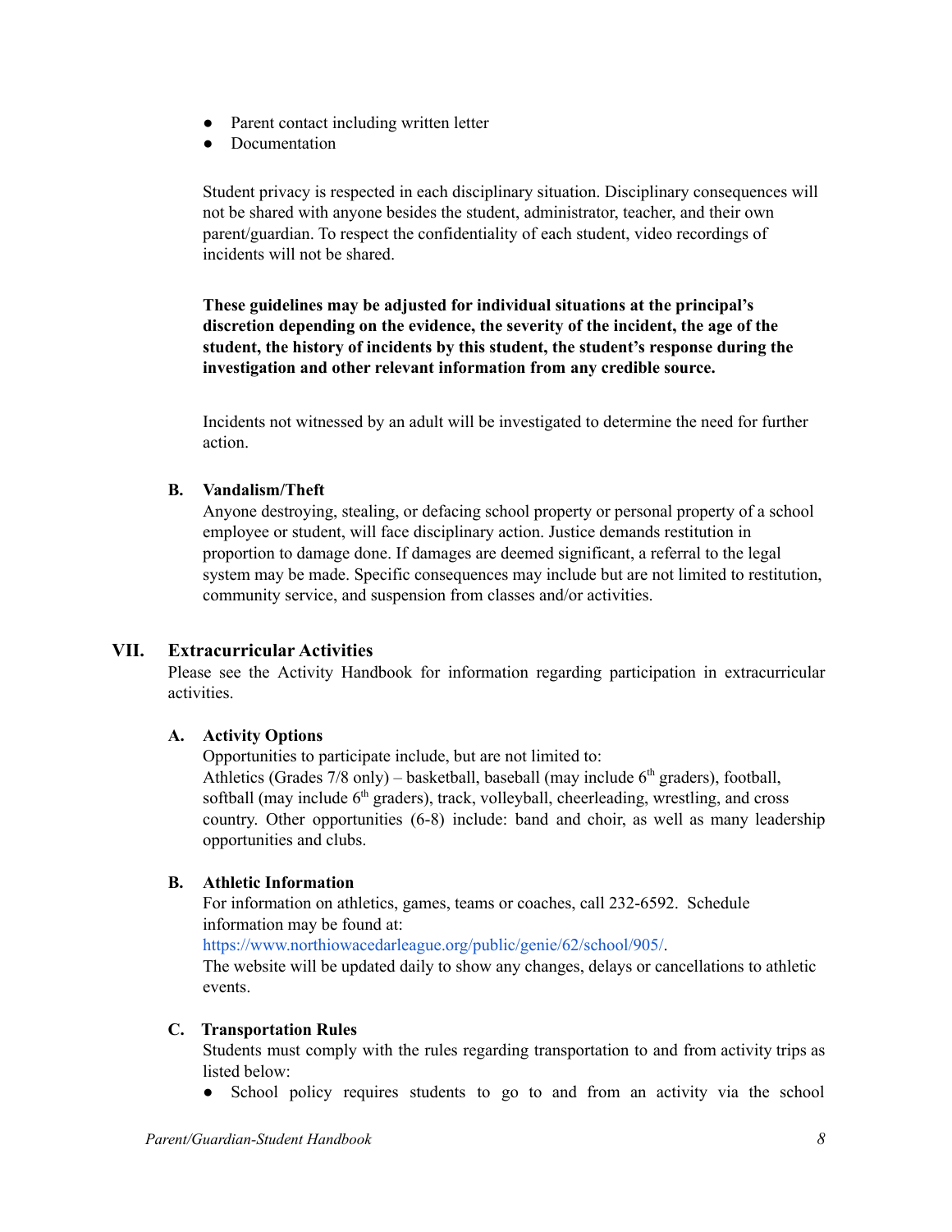- Parent contact including written letter
- Documentation

Student privacy is respected in each disciplinary situation. Disciplinary consequences will not be shared with anyone besides the student, administrator, teacher, and their own parent/guardian. To respect the confidentiality of each student, video recordings of incidents will not be shared.

**These guidelines may be adjusted for individual situations at the principal's discretion depending on the evidence, the severity of the incident, the age of the student, the history of incidents by this student, the student's response during the investigation and other relevant information from any credible source.**

Incidents not witnessed by an adult will be investigated to determine the need for further action.

### B. Vandalism/Theft

Anyone destroying, stealing, or defacing school property or personal property of a school employee or student, will face disciplinary action. Justice demands restitution in proportion to damage done. If damages are deemed significant, a referral to the legal system may be made. Specific consequences may include but are not limited to restitution, community service, and suspension from classes and/or activities.

## VII. Extracurricular Activities

Please see the Activity Handbook for information regarding participation in extracurricular activities.

### A. Activity Options

Opportunities to participate include, but are not limited to:
Athletics (Grades 7/8 only) – basketball, baseball (may include 6th graders), football, softball (may include 6th graders), track, volleyball, cheerleading, wrestling, and cross country. Other opportunities (6-8) include: band and choir, as well as many leadership opportunities and clubs.

### B. Athletic Information

For information on athletics, games, teams or coaches, call 232-6592. Schedule information may be found at:
https://www.northiowacedarleague.org/public/genie/62/school/905/.
The website will be updated daily to show any changes, delays or cancellations to athletic events.

### C. Transportation Rules

Students must comply with the rules regarding transportation to and from activity trips as listed below:

- School policy requires students to go to and from an activity via the school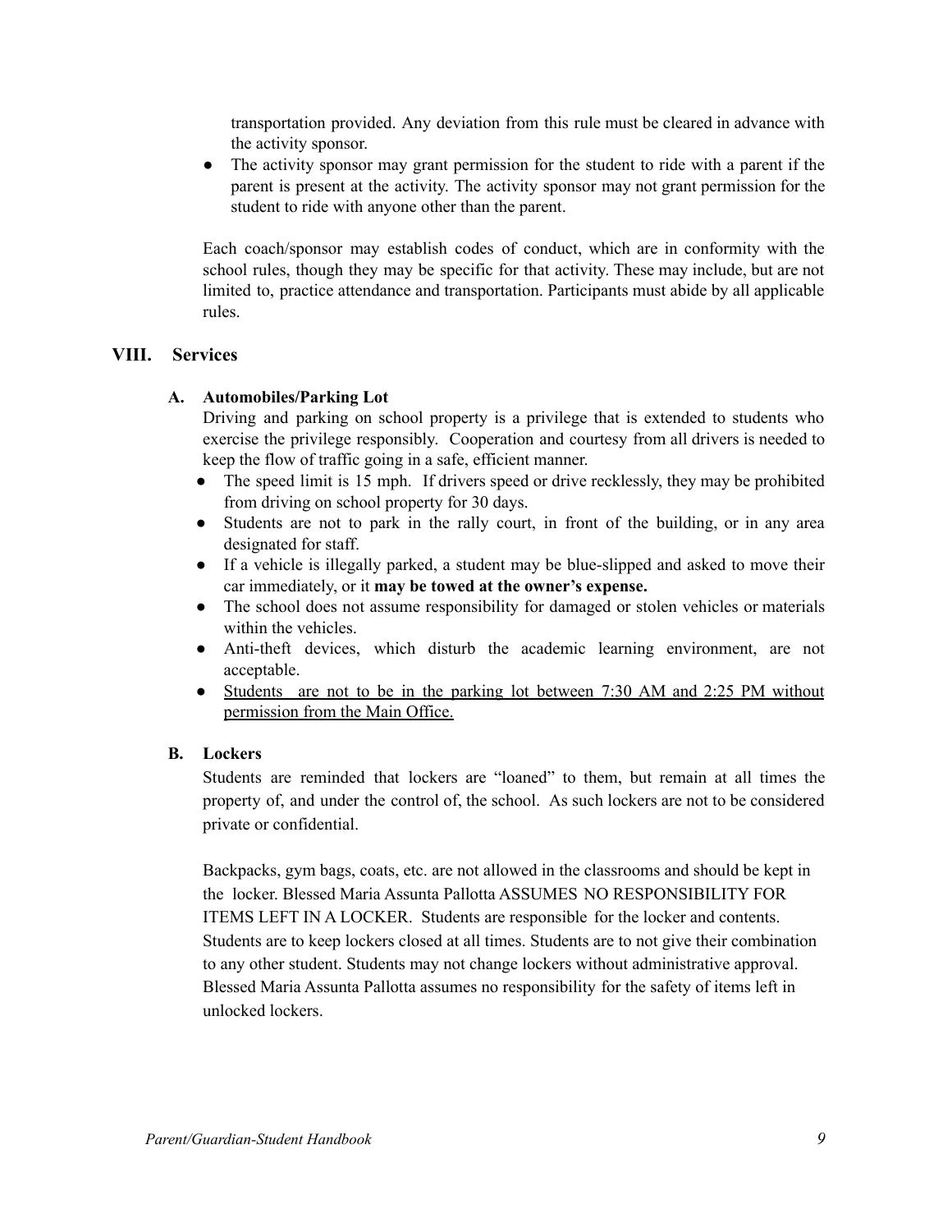transportation provided. Any deviation from this rule must be cleared in advance with the activity sponsor.

- The activity sponsor may grant permission for the student to ride with a parent if the parent is present at the activity. The activity sponsor may not grant permission for the student to ride with anyone other than the parent.

Each coach/sponsor may establish codes of conduct, which are in conformity with the school rules, though they may be specific for that activity. These may include, but are not limited to, practice attendance and transportation. Participants must abide by all applicable rules.

## VIII. Services

### A. Automobiles/Parking Lot

Driving and parking on school property is a privilege that is extended to students who exercise the privilege responsibly. Cooperation and courtesy from all drivers is needed to keep the flow of traffic going in a safe, efficient manner.

- The speed limit is 15 mph. If drivers speed or drive recklessly, they may be prohibited from driving on school property for 30 days.
- Students are not to park in the rally court, in front of the building, or in any area designated for staff.
- If a vehicle is illegally parked, a student may be blue-slipped and asked to move their car immediately, or it **may be towed at the owner's expense.**
- The school does not assume responsibility for damaged or stolen vehicles or materials within the vehicles.
- Anti-theft devices, which disturb the academic learning environment, are not acceptable.
- <u>Students are not to be in the parking lot between 7:30 AM and 2:25 PM without permission from the Main Office.</u>

### B. Lockers

Students are reminded that lockers are "loaned" to them, but remain at all times the property of, and under the control of, the school. As such lockers are not to be considered private or confidential.

Backpacks, gym bags, coats, etc. are not allowed in the classrooms and should be kept in the locker. Blessed Maria Assunta Pallotta ASSUMES NO RESPONSIBILITY FOR ITEMS LEFT IN A LOCKER. Students are responsible for the locker and contents. Students are to keep lockers closed at all times. Students are to not give their combination to any other student. Students may not change lockers without administrative approval. Blessed Maria Assunta Pallotta assumes no responsibility for the safety of items left in unlocked lockers.